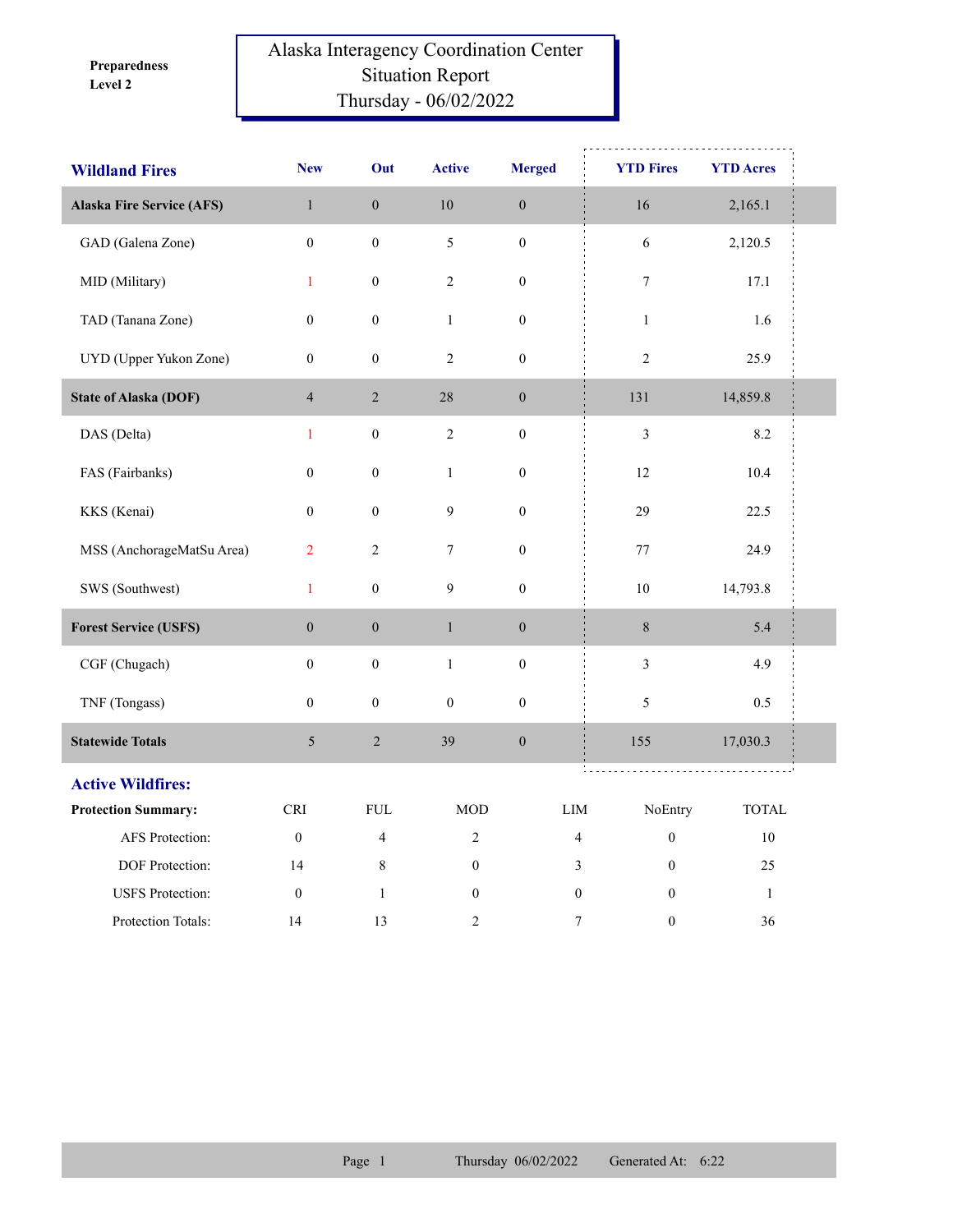Preparedness Level 2

# Alaska Interagency Coordination Center
## Situation Report
### Thursday - 06/02/2022

| Wildland Fires | New | Out | Active | Merged | YTD Fires | YTD Acres |
|---|---|---|---|---|---|---|
| **Alaska Fire Service (AFS)** | 1 | 0 | 10 | 0 | 16 | 2,165.1 |
| GAD (Galena Zone) | 0 | 0 | 5 | 0 | 6 | 2,120.5 |
| MID (Military) | 1 | 0 | 2 | 0 | 7 | 17.1 |
| TAD (Tanana Zone) | 0 | 0 | 1 | 0 | 1 | 1.6 |
| UYD (Upper Yukon Zone) | 0 | 0 | 2 | 0 | 2 | 25.9 |
| **State of Alaska (DOF)** | 4 | 2 | 28 | 0 | 131 | 14,859.8 |
| DAS (Delta) | 1 | 0 | 2 | 0 | 3 | 8.2 |
| FAS (Fairbanks) | 0 | 0 | 1 | 0 | 12 | 10.4 |
| KKS (Kenai) | 0 | 0 | 9 | 0 | 29 | 22.5 |
| MSS (AnchorageMatSu Area) | 2 | 2 | 7 | 0 | 77 | 24.9 |
| SWS (Southwest) | 1 | 0 | 9 | 0 | 10 | 14,793.8 |
| **Forest Service (USFS)** | 0 | 0 | 1 | 0 | 8 | 5.4 |
| CGF (Chugach) | 0 | 0 | 1 | 0 | 3 | 4.9 |
| TNF (Tongass) | 0 | 0 | 0 | 0 | 5 | 0.5 |
| **Statewide Totals** | 5 | 2 | 39 | 0 | 155 | 17,030.3 |

## Active Wildfires:

| Protection Summary: | CRI | FUL | MOD | LIM | NoEntry | TOTAL |
|---|---|---|---|---|---|---|
| AFS Protection: | 0 | 4 | 2 | 4 | 0 | 10 |
| DOF Protection: | 14 | 8 | 0 | 3 | 0 | 25 |
| USFS Protection: | 0 | 1 | 0 | 0 | 0 | 1 |
| Protection Totals: | 14 | 13 | 2 | 7 | 0 | 36 |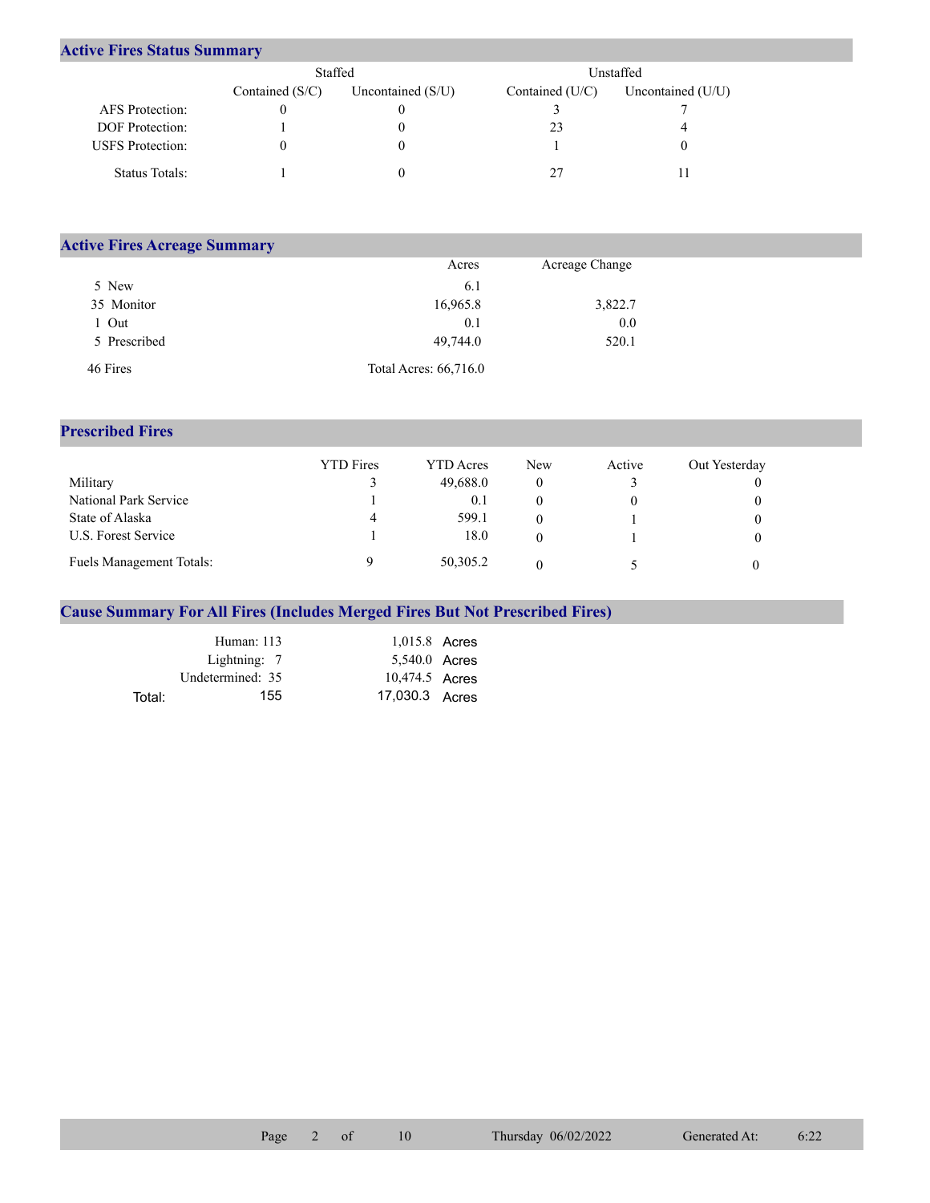## Active Fires Status Summary

| | Staffed | | Unstaffed | |
|---|---|---|---|---|
| | Contained (S/C) | Uncontained (S/U) | Contained (U/C) | Uncontained (U/U) |
| AFS Protection: | 0 | 0 | 3 | 7 |
| DOF Protection: | 1 | 0 | 23 | 4 |
| USFS Protection: | 0 | 0 | 1 | 0 |
| Status Totals: | 1 | 0 | 27 | 11 |

## Active Fires Acreage Summary

| | Acres | Acreage Change |
|---|---|---|
| 5 New | 6.1 | |
| 35 Monitor | 16,965.8 | 3,822.7 |
| 1 Out | 0.1 | 0.0 |
| 5 Prescribed | 49,744.0 | 520.1 |
| 46 Fires | Total Acres: 66,716.0 | |

## Prescribed Fires

| | YTD Fires | YTD Acres | New | Active | Out Yesterday |
|---|---|---|---|---|---|
| Military | 3 | 49,688.0 | 0 | 3 | 0 |
| National Park Service | 1 | 0.1 | 0 | 0 | 0 |
| State of Alaska | 4 | 599.1 | 0 | 1 | 0 |
| U.S. Forest Service | 1 | 18.0 | 0 | 1 | 0 |
| Fuels Management Totals: | 9 | 50,305.2 | 0 | 5 | 0 |

## Cause Summary For All Fires (Includes Merged Fires But Not Prescribed Fires)

| | | |
|---|---|---|
| Human: 113 | 1,015.8 | Acres |
| Lightning: 7 | 5,540.0 | Acres |
| Undetermined: 35 | 10,474.5 | Acres |
| Total: 155 | 17,030.3 | Acres |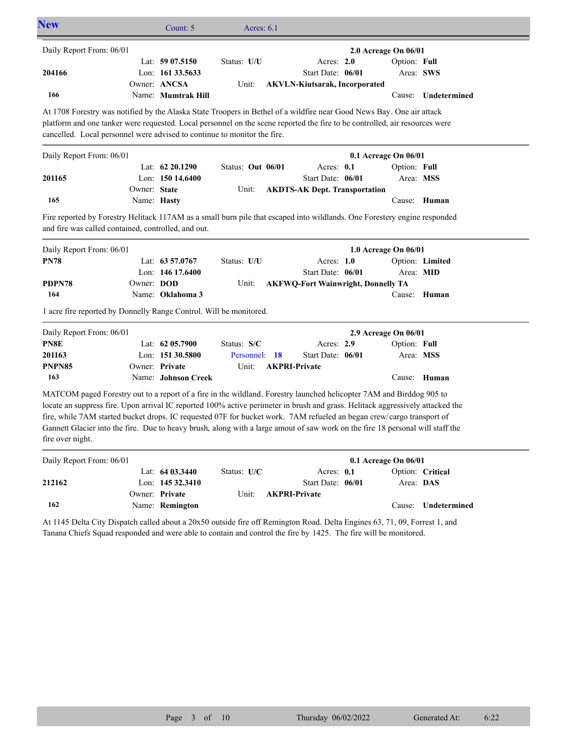## New

Count: 5 Acres: 6.1

---

Daily Report From: 06/01 — **2.0 Acreage On 06/01**

| | | | | |
|---|---|---|---|---|
| **204166** | Lat: **59 07.5150** | Status: **U/U** | Acres: **2.0** | Option: **Full** |
| | Lon: **161 33.5633** | | Start Date: **06/01** | Area: **SWS** |
| | Owner: **ANCSA** | Unit: **AKVLN-Kiutsarak, Incorporated** | | |
| **166** | Name: **Mumtrak Hill** | | | Cause: **Undetermined** |

At 1708 Forestry was notified by the Alaska State Troopers in Bethel of a wildfire near Good News Bay. One air attack platform and one tanker were requested. Local personnel on the scene reported the fire to be controlled, air resources were cancelled. Local personnel were advised to continue to monitor the fire.

---

Daily Report From: 06/01 — **0.1 Acreage On 06/01**

| | | | | |
|---|---|---|---|---|
| **201165** | Lat: **62 20.1290** | Status: **Out 06/01** | Acres: **0.1** | Option: **Full** |
| | Lon: **150 14.6400** | | Start Date: **06/01** | Area: **MSS** |
| | Owner: **State** | Unit: **AKDTS-AK Dept. Transportation** | | |
| **165** | Name: **Hasty** | | | Cause: **Human** |

Fire reported by Forestry Helitack 117AM as a small burn pile that escaped into wildlands. One Forestery engine responded and fire was called contained, controlled, and out.

---

Daily Report From: 06/01 — **1.0 Acreage On 06/01**

| | | | | |
|---|---|---|---|---|
| **PN78** | Lat: **63 57.0767** | Status: **U/U** | Acres: **1.0** | Option: **Limited** |
| | Lon: **146 17.6400** | | Start Date: **06/01** | Area: **MID** |
| **PDPN78** | Owner: **DOD** | Unit: **AKFWQ-Fort Wainwright, Donnelly TA** | | |
| **164** | Name: **Oklahoma 3** | | | Cause: **Human** |

1 acre fire reported by Donnelly Range Control. Will be monitored.

---

Daily Report From: 06/01 — **2.9 Acreage On 06/01**

| | | | | |
|---|---|---|---|---|
| **PN8E** | Lat: **62 05.7900** | Status: **S/C** | Acres: **2.9** | Option: **Full** |
| **201163** | Lon: **151 30.5800** | Personnel: **18** | Start Date: **06/01** | Area: **MSS** |
| **PNPN85** | Owner: **Private** | Unit: **AKPRI-Private** | | |
| **163** | Name: **Johnson Creek** | | | Cause: **Human** |

MATCOM paged Forestry out to a report of a fire in the wildland. Forestry launched helicopter 7AM and Birddog 905 to locate an suppress fire. Upon arrival IC reported 100% active perimeter in brush and grass. Helitack aggressively attacked the fire, while 7AM started bucket drops. IC requested 07F for bucket work. 7AM refueled an began crew/cargo transport of Gannett Glacier into the fire. Due to heavy brush, along with a large amount of saw work on the fire 18 personal will staff the fire over night.

---

Daily Report From: 06/01 — **0.1 Acreage On 06/01**

| | | | | |
|---|---|---|---|---|
| **212162** | Lat: **64 03.3440** | Status: **U/C** | Acres: **0.1** | Option: **Critical** |
| | Lon: **145 32.3410** | | Start Date: **06/01** | Area: **DAS** |
| | Owner: **Private** | Unit: **AKPRI-Private** | | |
| **162** | Name: **Remington** | | | Cause: **Undetermined** |

At 1145 Delta City Dispatch called about a 20x50 outside fire off Remington Road. Delta Engines 63, 71, 09, Forrest 1, and Tanana Chiefs Squad responded and were able to contain and control the fire by 1425. The fire will be monitored.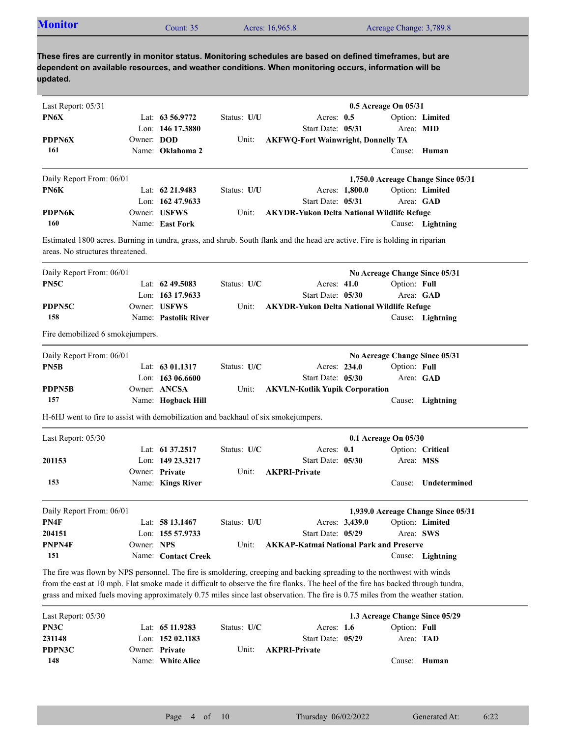## Monitor

Count: 35 | Acres: 16,965.8 | Acreage Change: 3,789.8

**These fires are currently in monitor status. Monitoring schedules are based on defined timeframes, but are dependent on available resources, and weather conditions. When monitoring occurs, information will be updated.**

---

Last Report: 05/31 — **0.5 Acreage On 05/31**

| | | | | |
|---|---|---|---|---|
| **PN6X** | Lat: **63 56.9772** | Status: **U/U** | Acres: **0.5** | Option: **Limited** |
| | Lon: **146 17.3880** | | Start Date: **05/31** | Area: **MID** |
| **PDPN6X** | Owner: **DOD** | Unit: | **AKFWQ-Fort Wainwright, Donnelly TA** | |
| **161** | Name: **Oklahoma 2** | | | Cause: **Human** |

---

Daily Report From: 06/01 — **1,750.0 Acreage Change Since 05/31**

| | | | | |
|---|---|---|---|---|
| **PN6K** | Lat: **62 21.9483** | Status: **U/U** | Acres: **1,800.0** | Option: **Limited** |
| | Lon: **162 47.9633** | | Start Date: **05/31** | Area: **GAD** |
| **PDPN6K** | Owner: **USFWS** | Unit: | **AKYDR-Yukon Delta National Wildlife Refuge** | |
| **160** | Name: **East Fork** | | | Cause: **Lightning** |

Estimated 1800 acres. Burning in tundra, grass, and shrub. South flank and the head are active. Fire is holding in riparian areas. No structures threatened.

---

Daily Report From: 06/01 — **No Acreage Change Since 05/31**

| | | | | |
|---|---|---|---|---|
| **PN5C** | Lat: **62 49.5083** | Status: **U/C** | Acres: **41.0** | Option: **Full** |
| | Lon: **163 17.9633** | | Start Date: **05/30** | Area: **GAD** |
| **PDPN5C** | Owner: **USFWS** | Unit: | **AKYDR-Yukon Delta National Wildlife Refuge** | |
| **158** | Name: **Pastolik River** | | | Cause: **Lightning** |

Fire demobilized 6 smokejumpers.

---

Daily Report From: 06/01 — **No Acreage Change Since 05/31**

| | | | | |
|---|---|---|---|---|
| **PN5B** | Lat: **63 01.1317** | Status: **U/C** | Acres: **234.0** | Option: **Full** |
| | Lon: **163 06.6600** | | Start Date: **05/30** | Area: **GAD** |
| **PDPN5B** | Owner: **ANCSA** | Unit: | **AKVLN-Kotlik Yupik Corporation** | |
| **157** | Name: **Hogback Hill** | | | Cause: **Lightning** |

H-6HJ went to fire to assist with demobilization and backhaul of six smokejumpers.

---

Last Report: 05/30 — **0.1 Acreage On 05/30**

| | | | | |
|---|---|---|---|---|
| | Lat: **61 37.2517** | Status: **U/C** | Acres: **0.1** | Option: **Critical** |
| **201153** | Lon: **149 23.3217** | | Start Date: **05/30** | Area: **MSS** |
| | Owner: **Private** | Unit: | **AKPRI-Private** | |
| **153** | Name: **Kings River** | | | Cause: **Undetermined** |

---

Daily Report From: 06/01 — **1,939.0 Acreage Change Since 05/31**

| | | | | |
|---|---|---|---|---|
| **PN4F** | Lat: **58 13.1467** | Status: **U/U** | Acres: **3,439.0** | Option: **Limited** |
| **204151** | Lon: **155 57.9733** | | Start Date: **05/29** | Area: **SWS** |
| **PNPN4F** | Owner: **NPS** | Unit: | **AKKAP-Katmai National Park and Preserve** | |
| **151** | Name: **Contact Creek** | | | Cause: **Lightning** |

The fire was flown by NPS personnel. The fire is smoldering, creeping and backing spreading to the northwest with winds from the east at 10 mph. Flat smoke made it difficult to observe the fire flanks. The heel of the fire has backed through tundra, grass and mixed fuels moving approximately 0.75 miles since last observation. The fire is 0.75 miles from the weather station.

---

Last Report: 05/30 — **1.3 Acreage Change Since 05/29**

| | | | | |
|---|---|---|---|---|
| **PN3C** | Lat: **65 11.9283** | Status: **U/C** | Acres: **1.6** | Option: **Full** |
| **231148** | Lon: **152 02.1183** | | Start Date: **05/29** | Area: **TAD** |
| **PDPN3C** | Owner: **Private** | Unit: | **AKPRI-Private** | |
| **148** | Name: **White Alice** | | | Cause: **Human** |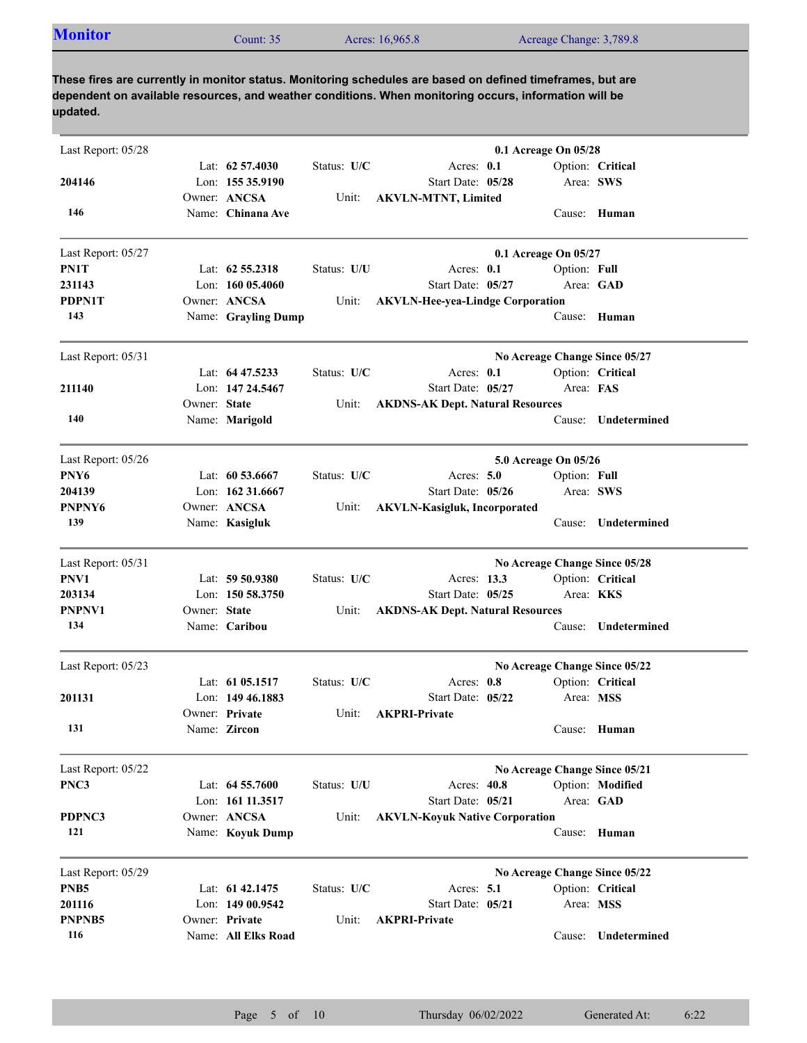## Monitor

Count: 35 | Acres: 16,965.8 | Acreage Change: 3,789.8

**These fires are currently in monitor status. Monitoring schedules are based on defined timeframes, but are dependent on available resources, and weather conditions. When monitoring occurs, information will be updated.**

---

Last Report: 05/28 — **0.1 Acreage On 05/28**

| | | | | |
|---|---|---|---|---|
| | Lat: **62 57.4030** | Status: **U/C** | Acres: **0.1** | Option: **Critical** |
| **204146** | Lon: **155 35.9190** | | Start Date: **05/28** | Area: **SWS** |
| | Owner: **ANCSA** | Unit: **AKVLN-MTNT, Limited** | | |
| **146** | Name: **Chinana Ave** | | | Cause: **Human** |

---

Last Report: 05/27 — **0.1 Acreage On 05/27**

| | | | | |
|---|---|---|---|---|
| **PN1T** | Lat: **62 55.2318** | Status: **U/U** | Acres: **0.1** | Option: **Full** |
| **231143** | Lon: **160 05.4060** | | Start Date: **05/27** | Area: **GAD** |
| **PDPN1T** | Owner: **ANCSA** | Unit: **AKVLN-Hee-yea-Lindge Corporation** | | |
| **143** | Name: **Grayling Dump** | | | Cause: **Human** |

---

Last Report: 05/31 — **No Acreage Change Since 05/27**

| | | | | |
|---|---|---|---|---|
| | Lat: **64 47.5233** | Status: **U/C** | Acres: **0.1** | Option: **Critical** |
| **211140** | Lon: **147 24.5467** | | Start Date: **05/27** | Area: **FAS** |
| | Owner: **State** | Unit: **AKDNS-AK Dept. Natural Resources** | | |
| **140** | Name: **Marigold** | | | Cause: **Undetermined** |

---

Last Report: 05/26 — **5.0 Acreage On 05/26**

| | | | | |
|---|---|---|---|---|
| **PNY6** | Lat: **60 53.6667** | Status: **U/C** | Acres: **5.0** | Option: **Full** |
| **204139** | Lon: **162 31.6667** | | Start Date: **05/26** | Area: **SWS** |
| **PNPNY6** | Owner: **ANCSA** | Unit: **AKVLN-Kasigluk, Incorporated** | | |
| **139** | Name: **Kasigluk** | | | Cause: **Undetermined** |

---

Last Report: 05/31 — **No Acreage Change Since 05/28**

| | | | | |
|---|---|---|---|---|
| **PNV1** | Lat: **59 50.9380** | Status: **U/C** | Acres: **13.3** | Option: **Critical** |
| **203134** | Lon: **150 58.3750** | | Start Date: **05/25** | Area: **KKS** |
| **PNPNV1** | Owner: **State** | Unit: **AKDNS-AK Dept. Natural Resources** | | |
| **134** | Name: **Caribou** | | | Cause: **Undetermined** |

---

Last Report: 05/23 — **No Acreage Change Since 05/22**

| | | | | |
|---|---|---|---|---|
| | Lat: **61 05.1517** | Status: **U/C** | Acres: **0.8** | Option: **Critical** |
| **201131** | Lon: **149 46.1883** | | Start Date: **05/22** | Area: **MSS** |
| | Owner: **Private** | Unit: **AKPRI-Private** | | |
| **131** | Name: **Zircon** | | | Cause: **Human** |

---

Last Report: 05/22 — **No Acreage Change Since 05/21**

| | | | | |
|---|---|---|---|---|
| **PNC3** | Lat: **64 55.7600** | Status: **U/U** | Acres: **40.8** | Option: **Modified** |
| | Lon: **161 11.3517** | | Start Date: **05/21** | Area: **GAD** |
| **PDPNC3** | Owner: **ANCSA** | Unit: **AKVLN-Koyuk Native Corporation** | | |
| **121** | Name: **Koyuk Dump** | | | Cause: **Human** |

---

Last Report: 05/29 — **No Acreage Change Since 05/22**

| | | | | |
|---|---|---|---|---|
| **PNB5** | Lat: **61 42.1475** | Status: **U/C** | Acres: **5.1** | Option: **Critical** |
| **201116** | Lon: **149 00.9542** | | Start Date: **05/21** | Area: **MSS** |
| **PNPNB5** | Owner: **Private** | Unit: **AKPRI-Private** | | |
| **116** | Name: **All Elks Road** | | | Cause: **Undetermined** |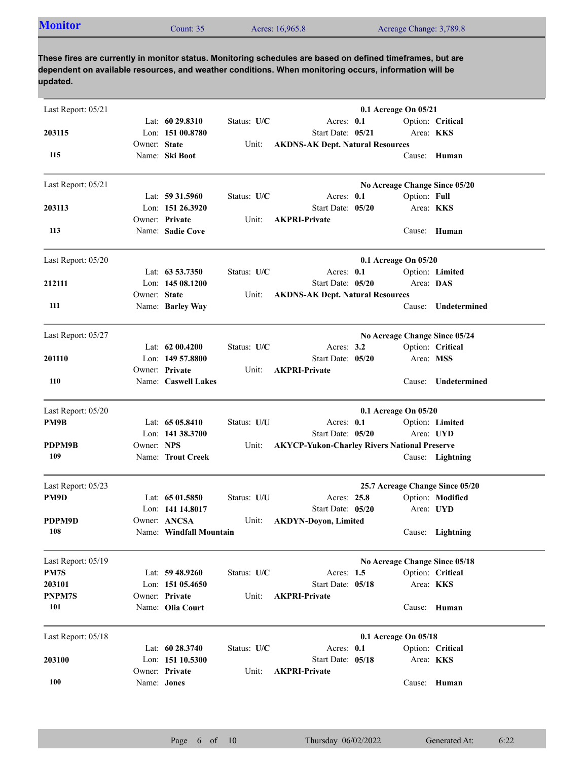## Monitor

Count: 35 | Acres: 16,965.8 | Acreage Change: 3,789.8

**These fires are currently in monitor status. Monitoring schedules are based on defined timeframes, but are dependent on available resources, and weather conditions. When monitoring occurs, information will be updated.**

---

Last Report: 05/21 | **0.1 Acreage On 05/21**

**203115** | Lat: **60 29.8310** | Lon: **151 00.8780** | Status: **U/C** | Acres: **0.1** | Start Date: **05/21** | Option: **Critical** | Area: **KKS**

**115** | Owner: **State** | Name: **Ski Boot** | Unit: **AKDNS-AK Dept. Natural Resources** | Cause: **Human**

---

Last Report: 05/21 | **No Acreage Change Since 05/20**

**203113** | Lat: **59 31.5960** | Lon: **151 26.3920** | Status: **U/C** | Acres: **0.1** | Start Date: **05/20** | Option: **Full** | Area: **KKS**

**113** | Owner: **Private** | Name: **Sadie Cove** | Unit: **AKPRI-Private** | Cause: **Human**

---

Last Report: 05/20 | **0.1 Acreage On 05/20**

**212111** | Lat: **63 53.7350** | Lon: **145 08.1200** | Status: **U/C** | Acres: **0.1** | Start Date: **05/20** | Option: **Limited** | Area: **DAS**

**111** | Owner: **State** | Name: **Barley Way** | Unit: **AKDNS-AK Dept. Natural Resources** | Cause: **Undetermined**

---

Last Report: 05/27 | **No Acreage Change Since 05/24**

**201110** | Lat: **62 00.4200** | Lon: **149 57.8800** | Status: **U/C** | Acres: **3.2** | Start Date: **05/20** | Option: **Critical** | Area: **MSS**

**110** | Owner: **Private** | Name: **Caswell Lakes** | Unit: **AKPRI-Private** | Cause: **Undetermined**

---

Last Report: 05/20 | **0.1 Acreage On 05/20**

**PM9B** | **PDPM9B** | Lat: **65 05.8410** | Lon: **141 38.3700** | Status: **U/U** | Acres: **0.1** | Start Date: **05/20** | Option: **Limited** | Area: **UYD**

**109** | Owner: **NPS** | Name: **Trout Creek** | Unit: **AKYCP-Yukon-Charley Rivers National Preserve** | Cause: **Lightning**

---

Last Report: 05/23 | **25.7 Acreage Change Since 05/20**

**PM9D** | **PDPM9D** | Lat: **65 01.5850** | Lon: **141 14.8017** | Status: **U/U** | Acres: **25.8** | Start Date: **05/20** | Option: **Modified** | Area: **UYD**

**108** | Owner: **ANCSA** | Name: **Windfall Mountain** | Unit: **AKDYN-Doyon, Limited** | Cause: **Lightning**

---

Last Report: 05/19 | **No Acreage Change Since 05/18**

**PM7S** | **203101** | **PNPM7S** | Lat: **59 48.9260** | Lon: **151 05.4650** | Status: **U/C** | Acres: **1.5** | Start Date: **05/18** | Option: **Critical** | Area: **KKS**

**101** | Owner: **Private** | Name: **Olia Court** | Unit: **AKPRI-Private** | Cause: **Human**

---

Last Report: 05/18 | **0.1 Acreage On 05/18**

**203100** | Lat: **60 28.3740** | Lon: **151 10.5300** | Status: **U/C** | Acres: **0.1** | Start Date: **05/18** | Option: **Critical** | Area: **KKS**

**100** | Owner: **Private** | Name: **Jones** | Unit: **AKPRI-Private** | Cause: **Human**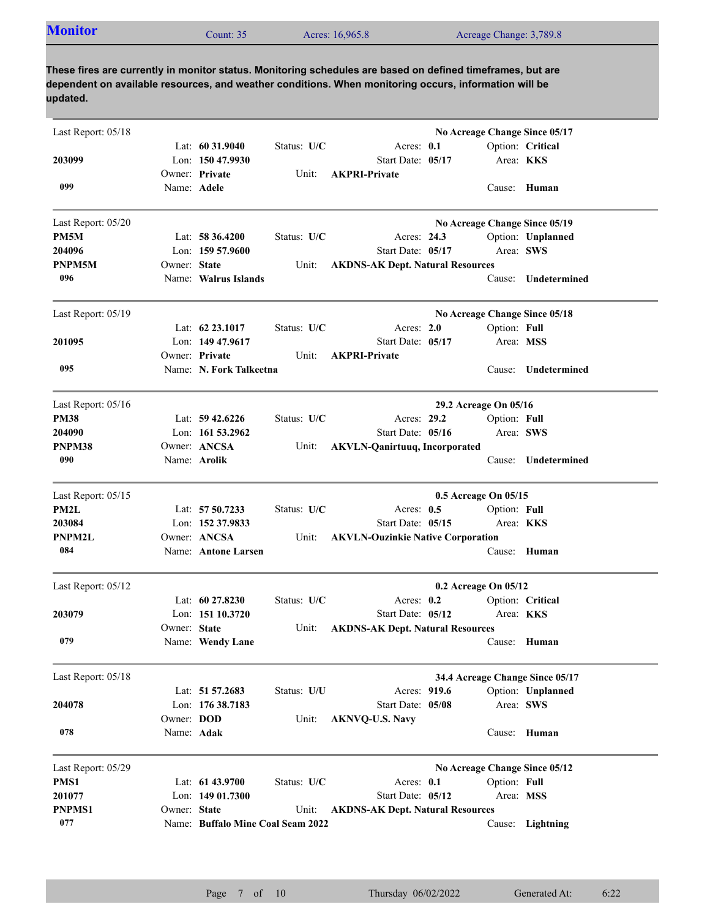## Monitor

Count: 35 | Acres: 16,965.8 | Acreage Change: 3,789.8

**These fires are currently in monitor status. Monitoring schedules are based on defined timeframes, but are dependent on available resources, and weather conditions. When monitoring occurs, information will be updated.**

---

Last Report: 05/18 — **No Acreage Change Since 05/17**

**203099**
**099**

Lat: **60 31.9040** | Status: **U/C** | Acres: **0.1** | Option: **Critical**
Lon: **150 47.9930** | Start Date: **05/17** | Area: **KKS**
Owner: **Private** | Unit: **AKPRI-Private**
Name: **Adele** | Cause: **Human**

---

Last Report: 05/20 — **No Acreage Change Since 05/19**

**PM5M**
**204096**
**PNPM5M**
**096**

Lat: **58 36.4200** | Status: **U/C** | Acres: **24.3** | Option: **Unplanned**
Lon: **159 57.9600** | Start Date: **05/17** | Area: **SWS**
Owner: **State** | Unit: **AKDNS-AK Dept. Natural Resources**
Name: **Walrus Islands** | Cause: **Undetermined**

---

Last Report: 05/19 — **No Acreage Change Since 05/18**

**201095**
**095**

Lat: **62 23.1017** | Status: **U/C** | Acres: **2.0** | Option: **Full**
Lon: **149 47.9617** | Start Date: **05/17** | Area: **MSS**
Owner: **Private** | Unit: **AKPRI-Private**
Name: **N. Fork Talkeetna** | Cause: **Undetermined**

---

Last Report: 05/16 — **29.2 Acreage On 05/16**

**PM38**
**204090**
**PNPM38**
**090**

Lat: **59 42.6226** | Status: **U/C** | Acres: **29.2** | Option: **Full**
Lon: **161 53.2962** | Start Date: **05/16** | Area: **SWS**
Owner: **ANCSA** | Unit: **AKVLN-Qanirtuuq, Incorporated**
Name: **Arolik** | Cause: **Undetermined**

---

Last Report: 05/15 — **0.5 Acreage On 05/15**

**PM2L**
**203084**
**PNPM2L**
**084**

Lat: **57 50.7233** | Status: **U/C** | Acres: **0.5** | Option: **Full**
Lon: **152 37.9833** | Start Date: **05/15** | Area: **KKS**
Owner: **ANCSA** | Unit: **AKVLN-Ouzinkie Native Corporation**
Name: **Antone Larsen** | Cause: **Human**

---

Last Report: 05/12 — **0.2 Acreage On 05/12**

**203079**
**079**

Lat: **60 27.8230** | Status: **U/C** | Acres: **0.2** | Option: **Critical**
Lon: **151 10.3720** | Start Date: **05/12** | Area: **KKS**
Owner: **State** | Unit: **AKDNS-AK Dept. Natural Resources**
Name: **Wendy Lane** | Cause: **Human**

---

Last Report: 05/18 — **34.4 Acreage Change Since 05/17**

**204078**
**078**

Lat: **51 57.2683** | Status: **U/U** | Acres: **919.6** | Option: **Unplanned**
Lon: **176 38.7183** | Start Date: **05/08** | Area: **SWS**
Owner: **DOD** | Unit: **AKNVQ-U.S. Navy**
Name: **Adak** | Cause: **Human**

---

Last Report: 05/29 — **No Acreage Change Since 05/12**

**PMS1**
**201077**
**PNPMS1**
**077**

Lat: **61 43.9700** | Status: **U/C** | Acres: **0.1** | Option: **Full**
Lon: **149 01.7300** | Start Date: **05/12** | Area: **MSS**
Owner: **State** | Unit: **AKDNS-AK Dept. Natural Resources**
Name: **Buffalo Mine Coal Seam 2022** | Cause: **Lightning**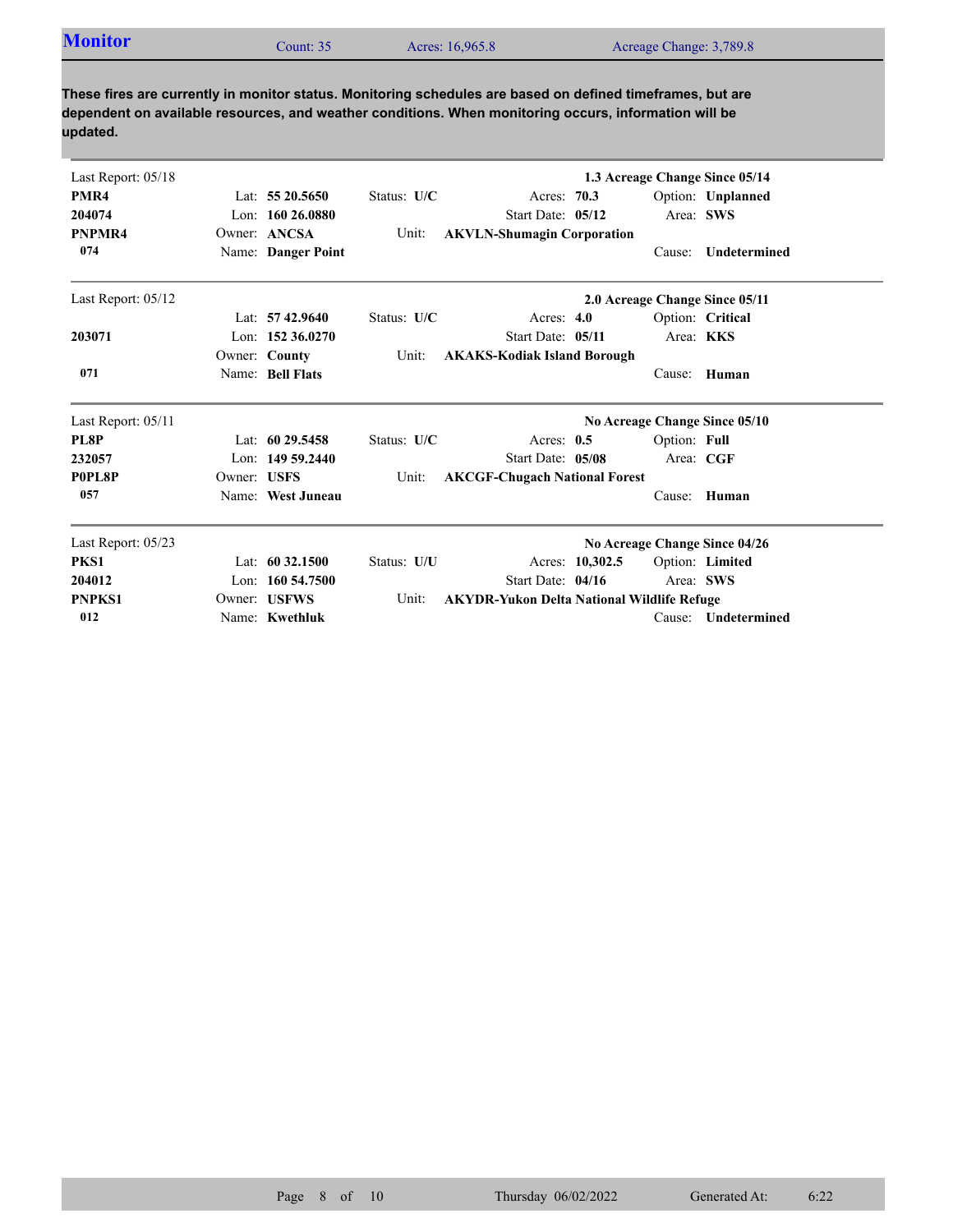## Monitor

Count: 35 | Acres: 16,965.8 | Acreage Change: 3,789.8

**These fires are currently in monitor status. Monitoring schedules are based on defined timeframes, but are dependent on available resources, and weather conditions. When monitoring occurs, information will be updated.**

---

Last Report: 05/18 — **1.3 Acreage Change Since 05/14**

| | | | | |
|---|---|---|---|---|
| **PMR4** | Lat: **55 20.5650** | Status: **U/C** | Acres: **70.3** | Option: **Unplanned** |
| **204074** | Lon: **160 26.0880** | | Start Date: **05/12** | Area: **SWS** |
| **PNPMR4** | Owner: **ANCSA** | Unit: **AKVLN-Shumagin Corporation** | | |
| **074** | Name: **Danger Point** | | | Cause: **Undetermined** |

---

Last Report: 05/12 — **2.0 Acreage Change Since 05/11**

| | | | | |
|---|---|---|---|---|
| | Lat: **57 42.9640** | Status: **U/C** | Acres: **4.0** | Option: **Critical** |
| **203071** | Lon: **152 36.0270** | | Start Date: **05/11** | Area: **KKS** |
| | Owner: **County** | Unit: **AKAKS-Kodiak Island Borough** | | |
| **071** | Name: **Bell Flats** | | | Cause: **Human** |

---

Last Report: 05/11 — **No Acreage Change Since 05/10**

| | | | | |
|---|---|---|---|---|
| **PL8P** | Lat: **60 29.5458** | Status: **U/C** | Acres: **0.5** | Option: **Full** |
| **232057** | Lon: **149 59.2440** | | Start Date: **05/08** | Area: **CGF** |
| **P0PL8P** | Owner: **USFS** | Unit: **AKCGF-Chugach National Forest** | | |
| **057** | Name: **West Juneau** | | | Cause: **Human** |

---

Last Report: 05/23 — **No Acreage Change Since 04/26**

| | | | | |
|---|---|---|---|---|
| **PKS1** | Lat: **60 32.1500** | Status: **U/U** | Acres: **10,302.5** | Option: **Limited** |
| **204012** | Lon: **160 54.7500** | | Start Date: **04/16** | Area: **SWS** |
| **PNPKS1** | Owner: **USFWS** | Unit: **AKYDR-Yukon Delta National Wildlife Refuge** | | |
| **012** | Name: **Kwethluk** | | | Cause: **Undetermined** |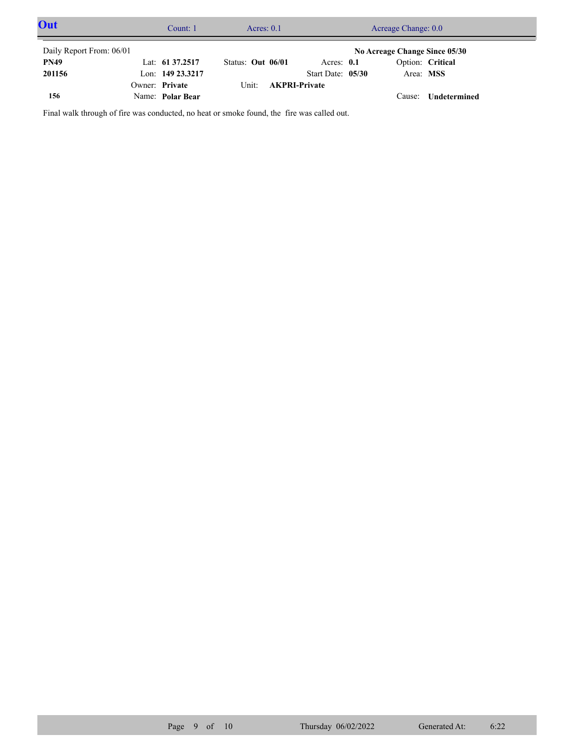# Out

Count: 1 | Acres: 0.1 | Acreage Change: 0.0

Daily Report From: 06/01

**No Acreage Change Since 05/30**

| | | | | | |
|---|---|---|---|---|---|
| **PN49** | Lat: **61 37.2517** | Status: **Out 06/01** | Acres: **0.1** | Option: **Critical** | |
| **201156** | Lon: **149 23.3217** | | Start Date: **05/30** | Area: **MSS** | |
| | Owner: **Private** | Unit: **AKPRI-Private** | | | |
| **156** | Name: **Polar Bear** | | | Cause: **Undetermined** | |

Final walk through of fire was conducted, no heat or smoke found, the fire was called out.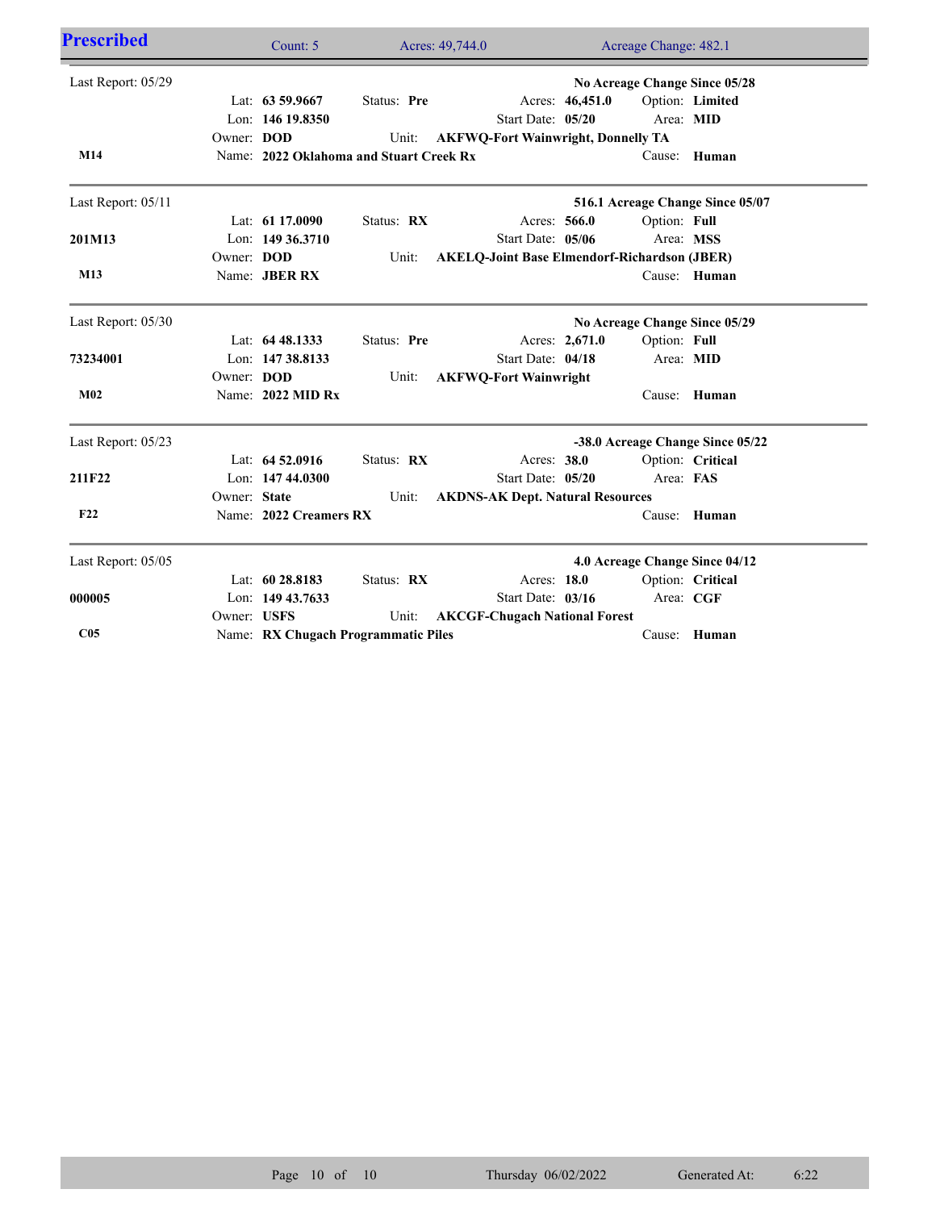## Prescribed

Count: 5 | Acres: 49,744.0 | Acreage Change: 482.1

---

Last Report: 05/29 — **No Acreage Change Since 05/28**

**M14**

Lat: **63 59.9667** Status: **Pre** Acres: **46,451.0** Option: **Limited**
Lon: **146 19.8350** Start Date: **05/20** Area: **MID**
Owner: **DOD** Unit: **AKFWQ-Fort Wainwright, Donnelly TA**
Name: **2022 Oklahoma and Stuart Creek Rx** Cause: **Human**

---

Last Report: 05/11 — **516.1 Acreage Change Since 05/07**

**201M13**
**M13**

Lat: **61 17.0090** Status: **RX** Acres: **566.0** Option: **Full**
Lon: **149 36.3710** Start Date: **05/06** Area: **MSS**
Owner: **DOD** Unit: **AKELQ-Joint Base Elmendorf-Richardson (JBER)**
Name: **JBER RX** Cause: **Human**

---

Last Report: 05/30 — **No Acreage Change Since 05/29**

**73234001**
**M02**

Lat: **64 48.1333** Status: **Pre** Acres: **2,671.0** Option: **Full**
Lon: **147 38.8133** Start Date: **04/18** Area: **MID**
Owner: **DOD** Unit: **AKFWQ-Fort Wainwright**
Name: **2022 MID Rx** Cause: **Human**

---

Last Report: 05/23 — **-38.0 Acreage Change Since 05/22**

**211F22**
**F22**

Lat: **64 52.0916** Status: **RX** Acres: **38.0** Option: **Critical**
Lon: **147 44.0300** Start Date: **05/20** Area: **FAS**
Owner: **State** Unit: **AKDNS-AK Dept. Natural Resources**
Name: **2022 Creamers RX** Cause: **Human**

---

Last Report: 05/05 — **4.0 Acreage Change Since 04/12**

**000005**
**C05**

Lat: **60 28.8183** Status: **RX** Acres: **18.0** Option: **Critical**
Lon: **149 43.7633** Start Date: **03/16** Area: **CGF**
Owner: **USFS** Unit: **AKCGF-Chugach National Forest**
Name: **RX Chugach Programmatic Piles** Cause: **Human**